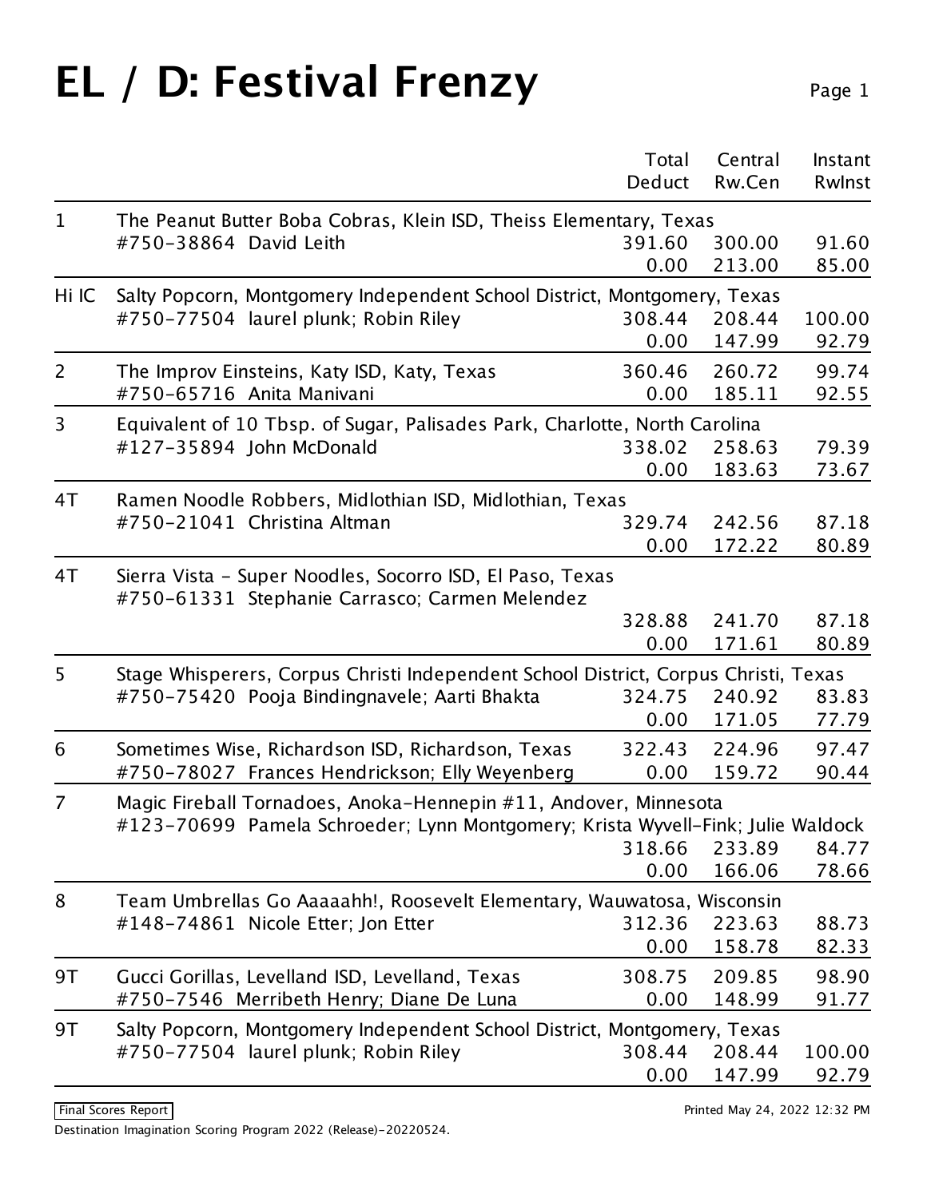# EL / D: Festival Frenzy

| | | Total Deduct | Central Rw.Cen | Instant RwInst |
|---|---|---|---|---|
| 1 | The Peanut Butter Boba Cobras, Klein ISD, Theiss Elementary, Texas<br>#750-38864 David Leith | 391.60<br>0.00 | 300.00<br>213.00 | 91.60<br>85.00 |
| Hi IC | Salty Popcorn, Montgomery Independent School District, Montgomery, Texas<br>#750-77504 laurel plunk; Robin Riley | 308.44<br>0.00 | 208.44<br>147.99 | 100.00<br>92.79 |
| 2 | The Improv Einsteins, Katy ISD, Katy, Texas<br>#750-65716 Anita Manivani | 360.46<br>0.00 | 260.72<br>185.11 | 99.74<br>92.55 |
| 3 | Equivalent of 10 Tbsp. of Sugar, Palisades Park, Charlotte, North Carolina<br>#127-35894 John McDonald | 338.02<br>0.00 | 258.63<br>183.63 | 79.39<br>73.67 |
| 4T | Ramen Noodle Robbers, Midlothian ISD, Midlothian, Texas<br>#750-21041 Christina Altman | 329.74<br>0.00 | 242.56<br>172.22 | 87.18<br>80.89 |
| 4T | Sierra Vista - Super Noodles, Socorro ISD, El Paso, Texas<br>#750-61331 Stephanie Carrasco; Carmen Melendez | 328.88<br>0.00 | 241.70<br>171.61 | 87.18<br>80.89 |
| 5 | Stage Whisperers, Corpus Christi Independent School District, Corpus Christi, Texas<br>#750-75420 Pooja Bindingnavele; Aarti Bhakta | 324.75<br>0.00 | 240.92<br>171.05 | 83.83<br>77.79 |
| 6 | Sometimes Wise, Richardson ISD, Richardson, Texas<br>#750-78027 Frances Hendrickson; Elly Weyenberg | 322.43<br>0.00 | 224.96<br>159.72 | 97.47<br>90.44 |
| 7 | Magic Fireball Tornadoes, Anoka-Hennepin #11, Andover, Minnesota<br>#123-70699 Pamela Schroeder; Lynn Montgomery; Krista Wyvell-Fink; Julie Waldock | 318.66<br>0.00 | 233.89<br>166.06 | 84.77<br>78.66 |
| 8 | Team Umbrellas Go Aaaaahh!, Roosevelt Elementary, Wauwatosa, Wisconsin<br>#148-74861 Nicole Etter; Jon Etter | 312.36<br>0.00 | 223.63<br>158.78 | 88.73<br>82.33 |
| 9T | Gucci Gorillas, Levelland ISD, Levelland, Texas<br>#750-7546 Merribeth Henry; Diane De Luna | 308.75<br>0.00 | 209.85<br>148.99 | 98.90<br>91.77 |
| 9T | Salty Popcorn, Montgomery Independent School District, Montgomery, Texas<br>#750-77504 laurel plunk; Robin Riley | 308.44<br>0.00 | 208.44<br>147.99 | 100.00<br>92.79 |

Final Scores Report

Printed May 24, 2022 12:32 PM

Destination Imagination Scoring Program 2022 (Release)-20220524.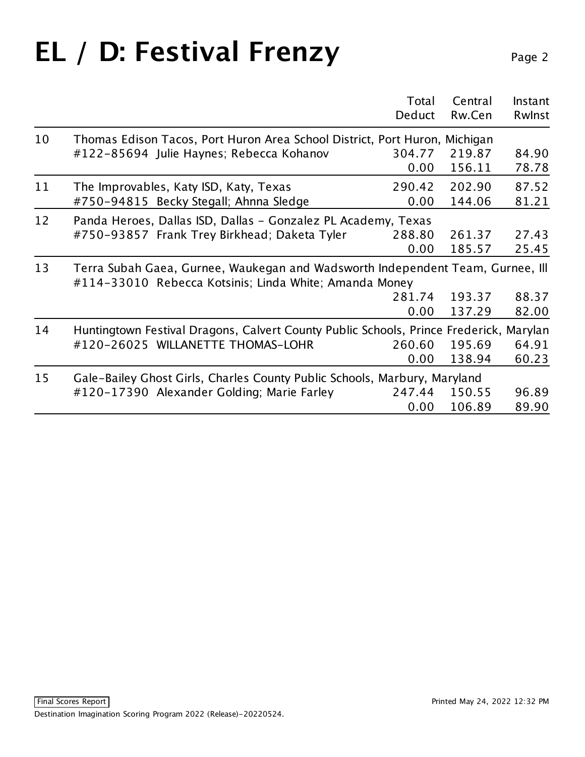# EL / D: Festival Frenzy

| | | Total Deduct | Central Rw.Cen | Instant RwInst |
|---|---|---|---|---|
| 10 | Thomas Edison Tacos, Port Huron Area School District, Port Huron, Michigan #122-85694 Julie Haynes; Rebecca Kohanov | 304.77 | 219.87 | 84.90 |
| | | 0.00 | 156.11 | 78.78 |
| 11 | The Improvables, Katy ISD, Katy, Texas #750-94815 Becky Stegall; Ahnna Sledge | 290.42 | 202.90 | 87.52 |
| | | 0.00 | 144.06 | 81.21 |
| 12 | Panda Heroes, Dallas ISD, Dallas - Gonzalez PL Academy, Texas #750-93857 Frank Trey Birkhead; Daketa Tyler | 288.80 | 261.37 | 27.43 |
| | | 0.00 | 185.57 | 25.45 |
| 13 | Terra Subah Gaea, Gurnee, Waukegan and Wadsworth Independent Team, Gurnee, Ill #114-33010 Rebecca Kotsinis; Linda White; Amanda Money | 281.74 | 193.37 | 88.37 |
| | | 0.00 | 137.29 | 82.00 |
| 14 | Huntingtown Festival Dragons, Calvert County Public Schools, Prince Frederick, Marylan #120-26025 WILLANETTE THOMAS-LOHR | 260.60 | 195.69 | 64.91 |
| | | 0.00 | 138.94 | 60.23 |
| 15 | Gale-Bailey Ghost Girls, Charles County Public Schools, Marbury, Maryland #120-17390 Alexander Golding; Marie Farley | 247.44 | 150.55 | 96.89 |
| | | 0.00 | 106.89 | 89.90 |

Final Scores Report

Printed May 24, 2022 12:32 PM

Destination Imagination Scoring Program 2022 (Release)-20220524.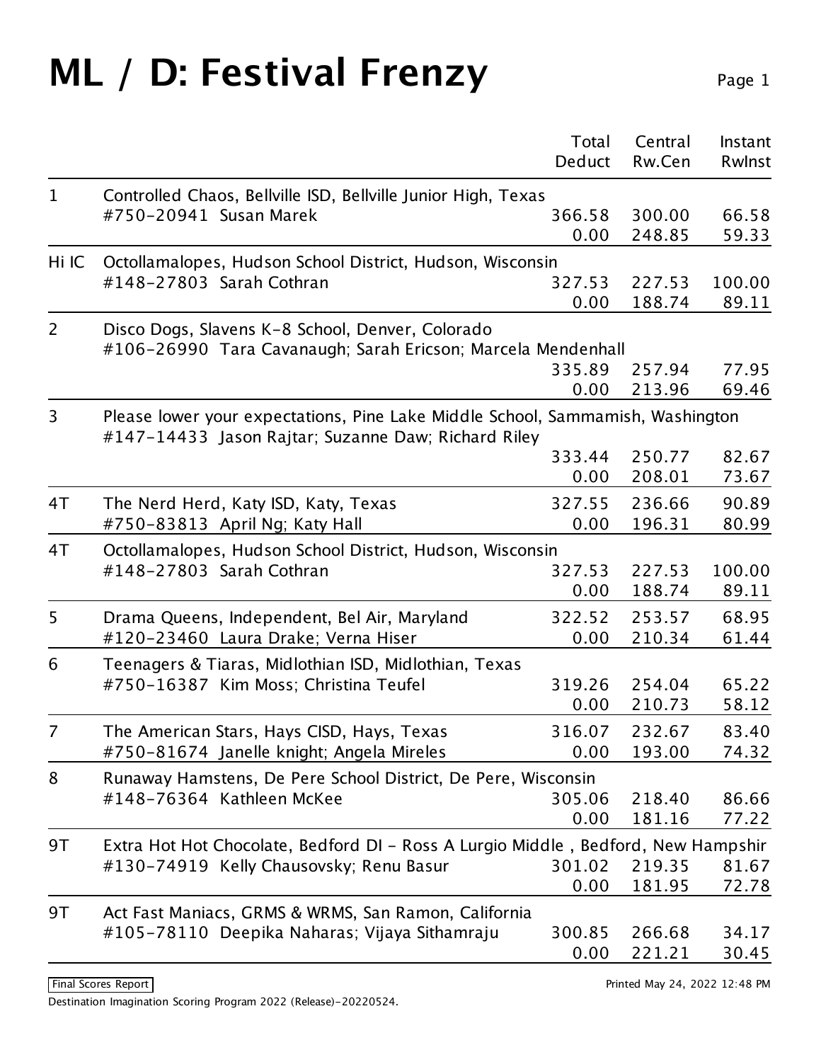# ML / D: Festival Frenzy

| Rank | Team | Total Deduct | Central Rw.Cen | Instant RwInst |
|---|---|---|---|---|
| 1 | Controlled Chaos, Bellville ISD, Bellville Junior High, Texas<br>#750-20941 Susan Marek | 366.58<br>0.00 | 300.00<br>248.85 | 66.58<br>59.33 |
| Hi IC | Octollamalopes, Hudson School District, Hudson, Wisconsin<br>#148-27803 Sarah Cothran | 327.53<br>0.00 | 227.53<br>188.74 | 100.00<br>89.11 |
| 2 | Disco Dogs, Slavens K-8 School, Denver, Colorado<br>#106-26990 Tara Cavanaugh; Sarah Ericson; Marcela Mendenhall | 335.89<br>0.00 | 257.94<br>213.96 | 77.95<br>69.46 |
| 3 | Please lower your expectations, Pine Lake Middle School, Sammamish, Washington<br>#147-14433 Jason Rajtar; Suzanne Daw; Richard Riley | 333.44<br>0.00 | 250.77<br>208.01 | 82.67<br>73.67 |
| 4T | The Nerd Herd, Katy ISD, Katy, Texas<br>#750-83813 April Ng; Katy Hall | 327.55<br>0.00 | 236.66<br>196.31 | 90.89<br>80.99 |
| 4T | Octollamalopes, Hudson School District, Hudson, Wisconsin<br>#148-27803 Sarah Cothran | 327.53<br>0.00 | 227.53<br>188.74 | 100.00<br>89.11 |
| 5 | Drama Queens, Independent, Bel Air, Maryland<br>#120-23460 Laura Drake; Verna Hiser | 322.52<br>0.00 | 253.57<br>210.34 | 68.95<br>61.44 |
| 6 | Teenagers & Tiaras, Midlothian ISD, Midlothian, Texas<br>#750-16387 Kim Moss; Christina Teufel | 319.26<br>0.00 | 254.04<br>210.73 | 65.22<br>58.12 |
| 7 | The American Stars, Hays CISD, Hays, Texas<br>#750-81674 Janelle knight; Angela Mireles | 316.07<br>0.00 | 232.67<br>193.00 | 83.40<br>74.32 |
| 8 | Runaway Hamstens, De Pere School District, De Pere, Wisconsin<br>#148-76364 Kathleen McKee | 305.06<br>0.00 | 218.40<br>181.16 | 86.66<br>77.22 |
| 9T | Extra Hot Hot Chocolate, Bedford DI - Ross A Lurgio Middle , Bedford, New Hampshir<br>#130-74919 Kelly Chausovsky; Renu Basur | 301.02<br>0.00 | 219.35<br>181.95 | 81.67<br>72.78 |
| 9T | Act Fast Maniacs, GRMS & WRMS, San Ramon, California<br>#105-78110 Deepika Naharas; Vijaya Sithamraju | 300.85<br>0.00 | 266.68<br>221.21 | 34.17<br>30.45 |

Final Scores Report

Printed May 24, 2022 12:48 PM

Destination Imagination Scoring Program 2022 (Release)-20220524.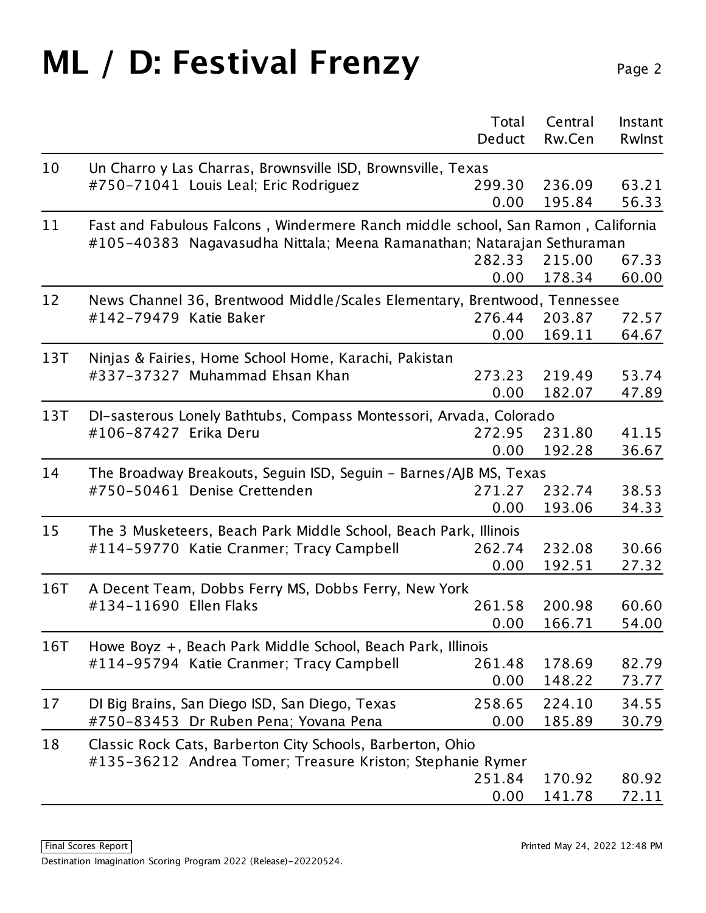# ML / D: Festival Frenzy

| Rank | Team | Total Deduct | Central Rw.Cen | Instant RwInst |
|---|---|---|---|---|
| 10 | Un Charro y Las Charras, Brownsville ISD, Brownsville, Texas<br>#750-71041 Louis Leal; Eric Rodriguez | 299.30<br>0.00 | 236.09<br>195.84 | 63.21<br>56.33 |
| 11 | Fast and Fabulous Falcons , Windermere Ranch middle school, San Ramon , California<br>#105-40383 Nagavasudha Nittala; Meena Ramanathan; Natarajan Sethuraman | 282.33<br>0.00 | 215.00<br>178.34 | 67.33<br>60.00 |
| 12 | News Channel 36, Brentwood Middle/Scales Elementary, Brentwood, Tennessee<br>#142-79479 Katie Baker | 276.44<br>0.00 | 203.87<br>169.11 | 72.57<br>64.67 |
| 13T | Ninjas & Fairies, Home School Home, Karachi, Pakistan<br>#337-37327 Muhammad Ehsan Khan | 273.23<br>0.00 | 219.49<br>182.07 | 53.74<br>47.89 |
| 13T | DI-sasterous Lonely Bathtubs, Compass Montessori, Arvada, Colorado<br>#106-87427 Erika Deru | 272.95<br>0.00 | 231.80<br>192.28 | 41.15<br>36.67 |
| 14 | The Broadway Breakouts, Seguin ISD, Seguin - Barnes/AJB MS, Texas<br>#750-50461 Denise Crettenden | 271.27<br>0.00 | 232.74<br>193.06 | 38.53<br>34.33 |
| 15 | The 3 Musketeers, Beach Park Middle School, Beach Park, Illinois<br>#114-59770 Katie Cranmer; Tracy Campbell | 262.74<br>0.00 | 232.08<br>192.51 | 30.66<br>27.32 |
| 16T | A Decent Team, Dobbs Ferry MS, Dobbs Ferry, New York<br>#134-11690 Ellen Flaks | 261.58<br>0.00 | 200.98<br>166.71 | 60.60<br>54.00 |
| 16T | Howe Boyz +, Beach Park Middle School, Beach Park, Illinois<br>#114-95794 Katie Cranmer; Tracy Campbell | 261.48<br>0.00 | 178.69<br>148.22 | 82.79<br>73.77 |
| 17 | DI Big Brains, San Diego ISD, San Diego, Texas<br>#750-83453 Dr Ruben Pena; Yovana Pena | 258.65<br>0.00 | 224.10<br>185.89 | 34.55<br>30.79 |
| 18 | Classic Rock Cats, Barberton City Schools, Barberton, Ohio<br>#135-36212 Andrea Tomer; Treasure Kriston; Stephanie Rymer | 251.84<br>0.00 | 170.92<br>141.78 | 80.92<br>72.11 |

Final Scores Report

Printed May 24, 2022 12:48 PM

Destination Imagination Scoring Program 2022 (Release)-20220524.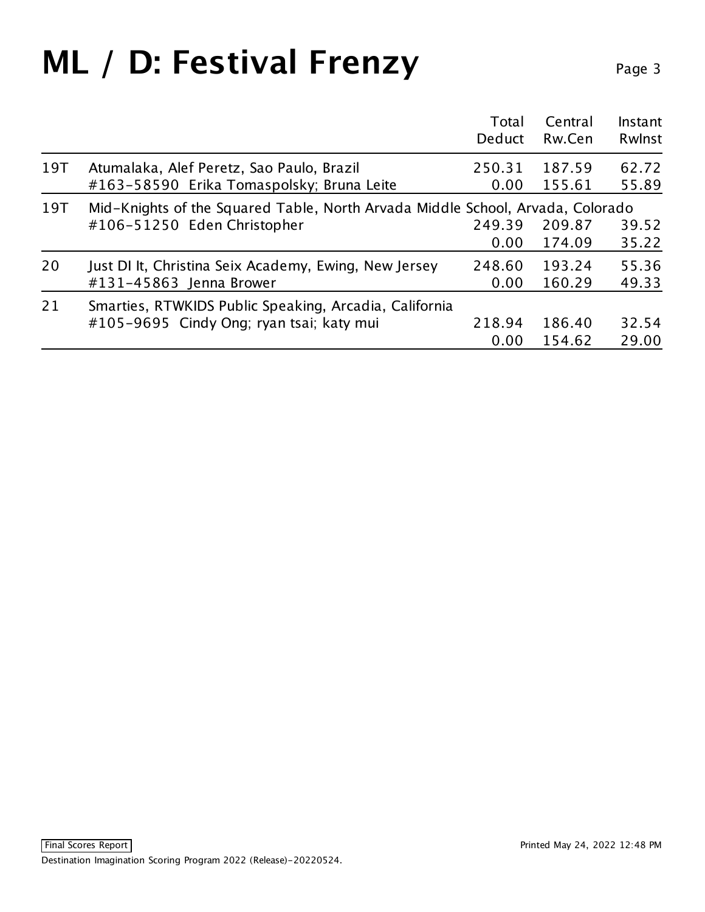# ML / D: Festival Frenzy

| | | Total Deduct | Central Rw.Cen | Instant RwInst |
|---|---|---|---|---|
| 19T | Atumalaka, Alef Peretz, Sao Paulo, Brazil | 250.31 | 187.59 | 62.72 |
| | #163-58590 Erika Tomaspolsky; Bruna Leite | 0.00 | 155.61 | 55.89 |
| 19T | Mid-Knights of the Squared Table, North Arvada Middle School, Arvada, Colorado | | | |
| | #106-51250 Eden Christopher | 249.39 | 209.87 | 39.52 |
| | | 0.00 | 174.09 | 35.22 |
| 20 | Just DI It, Christina Seix Academy, Ewing, New Jersey | 248.60 | 193.24 | 55.36 |
| | #131-45863 Jenna Brower | 0.00 | 160.29 | 49.33 |
| 21 | Smarties, RTWKIDS Public Speaking, Arcadia, California | | | |
| | #105-9695 Cindy Ong; ryan tsai; katy mui | 218.94 | 186.40 | 32.54 |
| | | 0.00 | 154.62 | 29.00 |

Final Scores Report

Destination Imagination Scoring Program 2022 (Release)-20220524.

Printed May 24, 2022 12:48 PM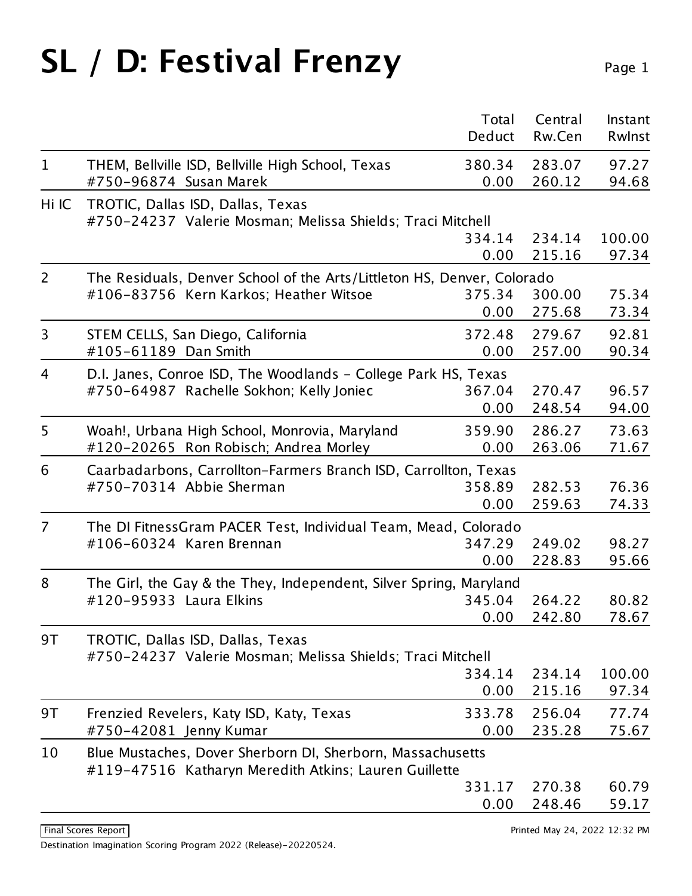# SL / D: Festival Frenzy

| Place | Team | Total / Deduct | Central Rw.Cen | Instant RwInst |
|---|---|---|---|---|
| 1 | THEM, Bellville ISD, Bellville High School, Texas | 380.34 | 283.07 | 97.27 |
| | #750-96874 Susan Marek | 0.00 | 260.12 | 94.68 |
| Hi IC | TROTIC, Dallas ISD, Dallas, Texas | | | |
| | #750-24237 Valerie Mosman; Melissa Shields; Traci Mitchell | 334.14 | 234.14 | 100.00 |
| | | 0.00 | 215.16 | 97.34 |
| 2 | The Residuals, Denver School of the Arts/Littleton HS, Denver, Colorado | | | |
| | #106-83756 Kern Karkos; Heather Witsoe | 375.34 | 300.00 | 75.34 |
| | | 0.00 | 275.68 | 73.34 |
| 3 | STEM CELLS, San Diego, California | 372.48 | 279.67 | 92.81 |
| | #105-61189 Dan Smith | 0.00 | 257.00 | 90.34 |
| 4 | D.I. Janes, Conroe ISD, The Woodlands - College Park HS, Texas | | | |
| | #750-64987 Rachelle Sokhon; Kelly Joniec | 367.04 | 270.47 | 96.57 |
| | | 0.00 | 248.54 | 94.00 |
| 5 | Woah!, Urbana High School, Monrovia, Maryland | 359.90 | 286.27 | 73.63 |
| | #120-20265 Ron Robisch; Andrea Morley | 0.00 | 263.06 | 71.67 |
| 6 | Caarbadarbons, Carrollton-Farmers Branch ISD, Carrollton, Texas | | | |
| | #750-70314 Abbie Sherman | 358.89 | 282.53 | 76.36 |
| | | 0.00 | 259.63 | 74.33 |
| 7 | The DI FitnessGram PACER Test, Individual Team, Mead, Colorado | | | |
| | #106-60324 Karen Brennan | 347.29 | 249.02 | 98.27 |
| | | 0.00 | 228.83 | 95.66 |
| 8 | The Girl, the Gay & the They, Independent, Silver Spring, Maryland | | | |
| | #120-95933 Laura Elkins | 345.04 | 264.22 | 80.82 |
| | | 0.00 | 242.80 | 78.67 |
| 9T | TROTIC, Dallas ISD, Dallas, Texas | | | |
| | #750-24237 Valerie Mosman; Melissa Shields; Traci Mitchell | 334.14 | 234.14 | 100.00 |
| | | 0.00 | 215.16 | 97.34 |
| 9T | Frenzied Revelers, Katy ISD, Katy, Texas | 333.78 | 256.04 | 77.74 |
| | #750-42081 Jenny Kumar | 0.00 | 235.28 | 75.67 |
| 10 | Blue Mustaches, Dover Sherborn DI, Sherborn, Massachusetts | | | |
| | #119-47516 Katharyn Meredith Atkins; Lauren Guillette | 331.17 | 270.38 | 60.79 |
| | | 0.00 | 248.46 | 59.17 |

Final Scores Report

Printed May 24, 2022 12:32 PM

Destination Imagination Scoring Program 2022 (Release)-20220524.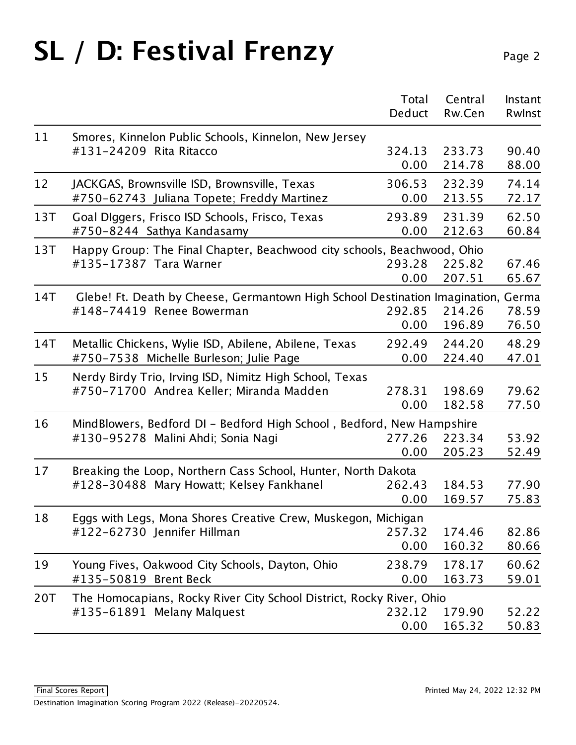# SL / D: Festival Frenzy

| Rank | Team | Total Deduct | Central Rw.Cen | Instant RwInst |
|---|---|---|---|---|
| 11 | Smores, Kinnelon Public Schools, Kinnelon, New Jersey | | | |
| | #131-24209 Rita Ritacco | 324.13 | 233.73 | 90.40 |
| | | 0.00 | 214.78 | 88.00 |
| 12 | JACKGAS, Brownsville ISD, Brownsville, Texas | 306.53 | 232.39 | 74.14 |
| | #750-62743 Juliana Topete; Freddy Martinez | 0.00 | 213.55 | 72.17 |
| 13T | Goal DIggers, Frisco ISD Schools, Frisco, Texas | 293.89 | 231.39 | 62.50 |
| | #750-8244 Sathya Kandasamy | 0.00 | 212.63 | 60.84 |
| 13T | Happy Group: The Final Chapter, Beachwood city schools, Beachwood, Ohio | | | |
| | #135-17387 Tara Warner | 293.28 | 225.82 | 67.46 |
| | | 0.00 | 207.51 | 65.67 |
| 14T | Glebe! Ft. Death by Cheese, Germantown High School Destination Imagination, Germa | | | |
| | #148-74419 Renee Bowerman | 292.85 | 214.26 | 78.59 |
| | | 0.00 | 196.89 | 76.50 |
| 14T | Metallic Chickens, Wylie ISD, Abilene, Abilene, Texas | 292.49 | 244.20 | 48.29 |
| | #750-7538 Michelle Burleson; Julie Page | 0.00 | 224.40 | 47.01 |
| 15 | Nerdy Birdy Trio, Irving ISD, Nimitz High School, Texas | | | |
| | #750-71700 Andrea Keller; Miranda Madden | 278.31 | 198.69 | 79.62 |
| | | 0.00 | 182.58 | 77.50 |
| 16 | MindBlowers, Bedford DI - Bedford High School , Bedford, New Hampshire | | | |
| | #130-95278 Malini Ahdi; Sonia Nagi | 277.26 | 223.34 | 53.92 |
| | | 0.00 | 205.23 | 52.49 |
| 17 | Breaking the Loop, Northern Cass School, Hunter, North Dakota | | | |
| | #128-30488 Mary Howatt; Kelsey Fankhanel | 262.43 | 184.53 | 77.90 |
| | | 0.00 | 169.57 | 75.83 |
| 18 | Eggs with Legs, Mona Shores Creative Crew, Muskegon, Michigan | | | |
| | #122-62730 Jennifer Hillman | 257.32 | 174.46 | 82.86 |
| | | 0.00 | 160.32 | 80.66 |
| 19 | Young Fives, Oakwood City Schools, Dayton, Ohio | 238.79 | 178.17 | 60.62 |
| | #135-50819 Brent Beck | 0.00 | 163.73 | 59.01 |
| 20T | The Homocapians, Rocky River City School District, Rocky River, Ohio | | | |
| | #135-61891 Melany Malquest | 232.12 | 179.90 | 52.22 |
| | | 0.00 | 165.32 | 50.83 |

Final Scores Report

Printed May 24, 2022 12:32 PM

Destination Imagination Scoring Program 2022 (Release)-20220524.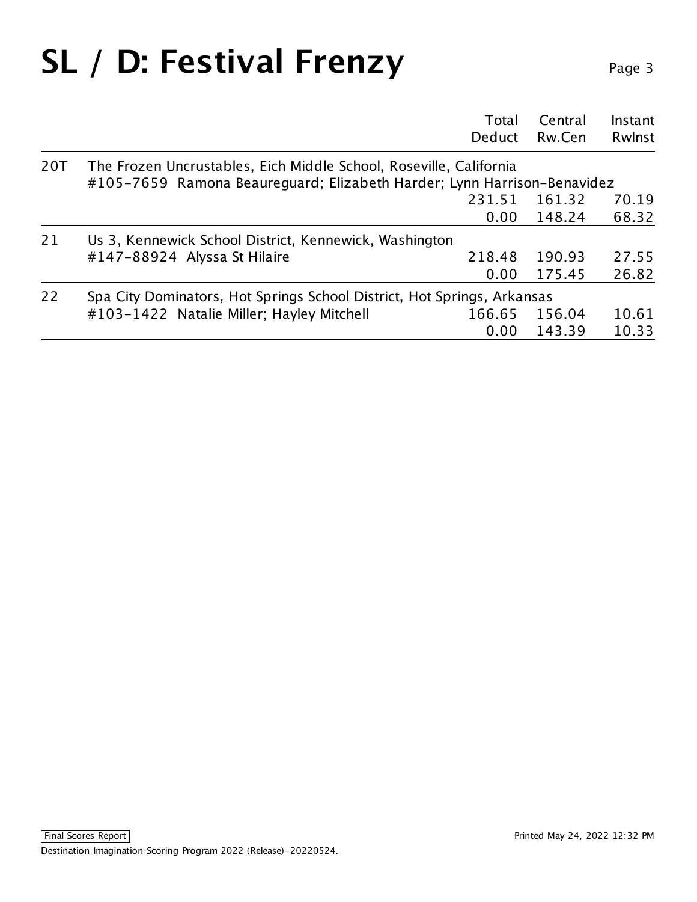# SL / D: Festival Frenzy

| | | Total Deduct | Central Rw.Cen | Instant RwInst |
|---|---|---|---|---|
| 20T | The Frozen Uncrustables, Eich Middle School, Roseville, California | | | |
| | #105-7659 Ramona Beaureguard; Elizabeth Harder; Lynn Harrison-Benavidez | | | |
| | | 231.51 | 161.32 | 70.19 |
| | | 0.00 | 148.24 | 68.32 |
| 21 | Us 3, Kennewick School District, Kennewick, Washington | | | |
| | #147-88924 Alyssa St Hilaire | 218.48 | 190.93 | 27.55 |
| | | 0.00 | 175.45 | 26.82 |
| 22 | Spa City Dominators, Hot Springs School District, Hot Springs, Arkansas | | | |
| | #103-1422 Natalie Miller; Hayley Mitchell | 166.65 | 156.04 | 10.61 |
| | | 0.00 | 143.39 | 10.33 |

Final Scores Report

Printed May 24, 2022 12:32 PM

Destination Imagination Scoring Program 2022 (Release)-20220524.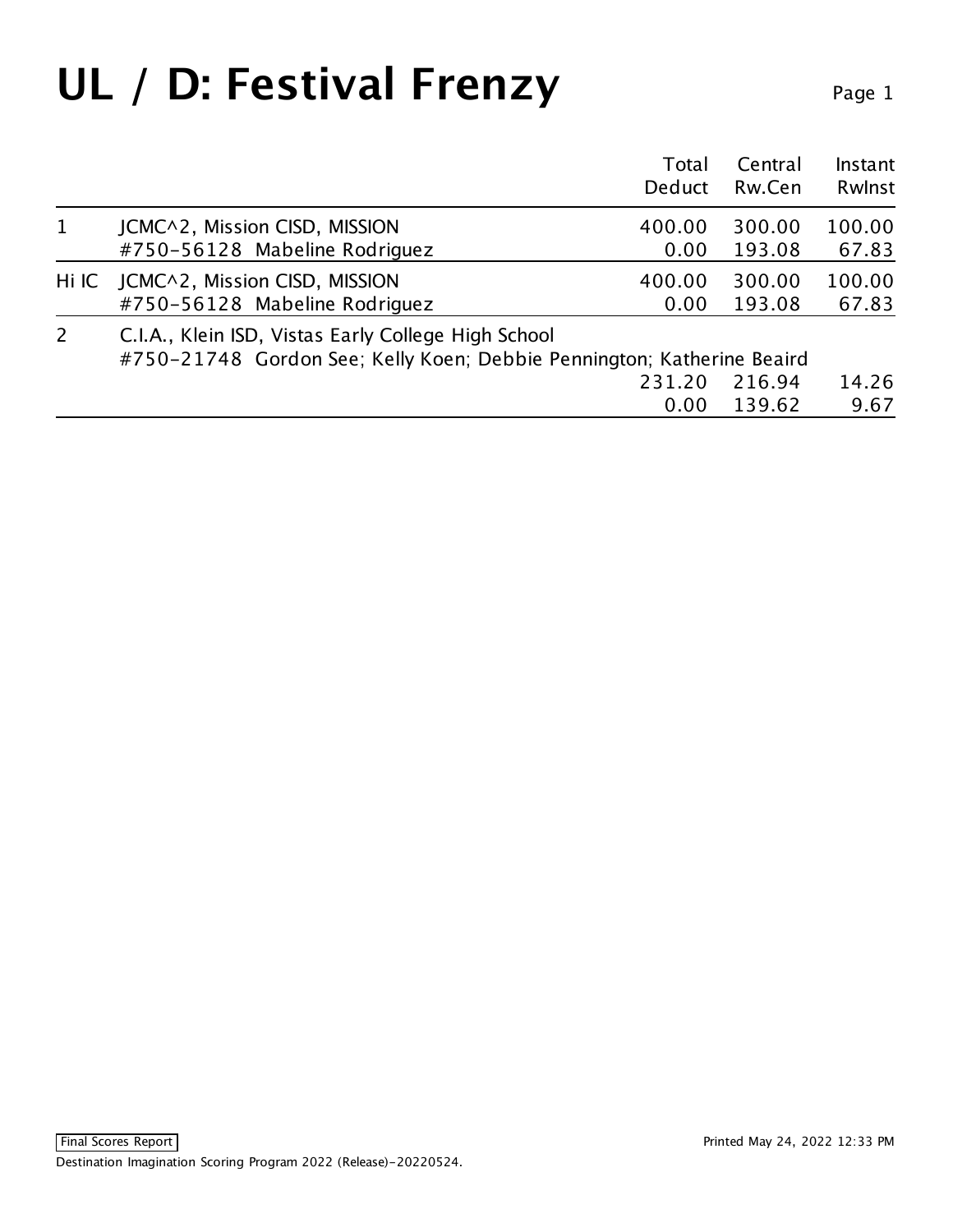# UL / D: Festival Frenzy

| | | Total Deduct | Central Rw.Cen | Instant RwInst |
|---|---|---|---|---|
| 1 | JCMC^2, Mission CISD, MISSION | 400.00 | 300.00 | 100.00 |
| | #750-56128  Mabeline Rodriguez | 0.00 | 193.08 | 67.83 |
| Hi IC | JCMC^2, Mission CISD, MISSION | 400.00 | 300.00 | 100.00 |
| | #750-56128  Mabeline Rodriguez | 0.00 | 193.08 | 67.83 |
| 2 | C.I.A., Klein ISD, Vistas Early College High School | | | |
| | #750-21748  Gordon See; Kelly Koen; Debbie Pennington; Katherine Beaird | | | |
| | | 231.20 | 216.94 | 14.26 |
| | | 0.00 | 139.62 | 9.67 |

Final Scores Report

Printed May 24, 2022 12:33 PM

Destination Imagination Scoring Program 2022 (Release)-20220524.